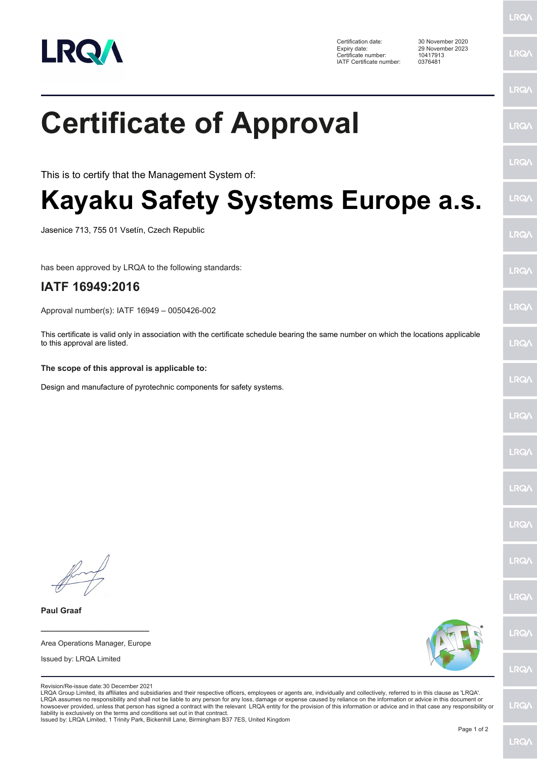| | |
|---|---|
| Certification date: | 30 November 2020 |
| Expiry date: | 29 November 2023 |
| Certificate number: | 10417913 |
| IATF Certificate number: | 0376481 |

# Certificate of Approval

This is to certify that the Management System of:

# Kayaku Safety Systems Europe a.s.

Jasenice 713, 755 01 Vsetín, Czech Republic

has been approved by LRQA to the following standards:

## IATF 16949:2016

Approval number(s): IATF 16949 – 0050426-002

This certificate is valid only in association with the certificate schedule bearing the same number on which the locations applicable to this approval are listed.

**The scope of this approval is applicable to:**

Design and manufacture of pyrotechnic components for safety systems.

**Paul Graaf**

Area Operations Manager, Europe

Issued by: LRQA Limited

Revision/Re-issue date: 30 December 2021

LRQA Group Limited, its affiliates and subsidiaries and their respective officers, employees or agents are, individually and collectively, referred to in this clause as 'LRQA'. LRQA assumes no responsibility and shall not be liable to any person for any loss, damage or expense caused by reliance on the information or advice in this document or howsoever provided, unless that person has signed a contract with the relevant LRQA entity for the provision of this information or advice and in that case any responsibility or liability is exclusively on the terms and conditions set out in that contract.

Issued by: LRQA Limited, 1 Trinity Park, Bickenhill Lane, Birmingham B37 7ES, United Kingdom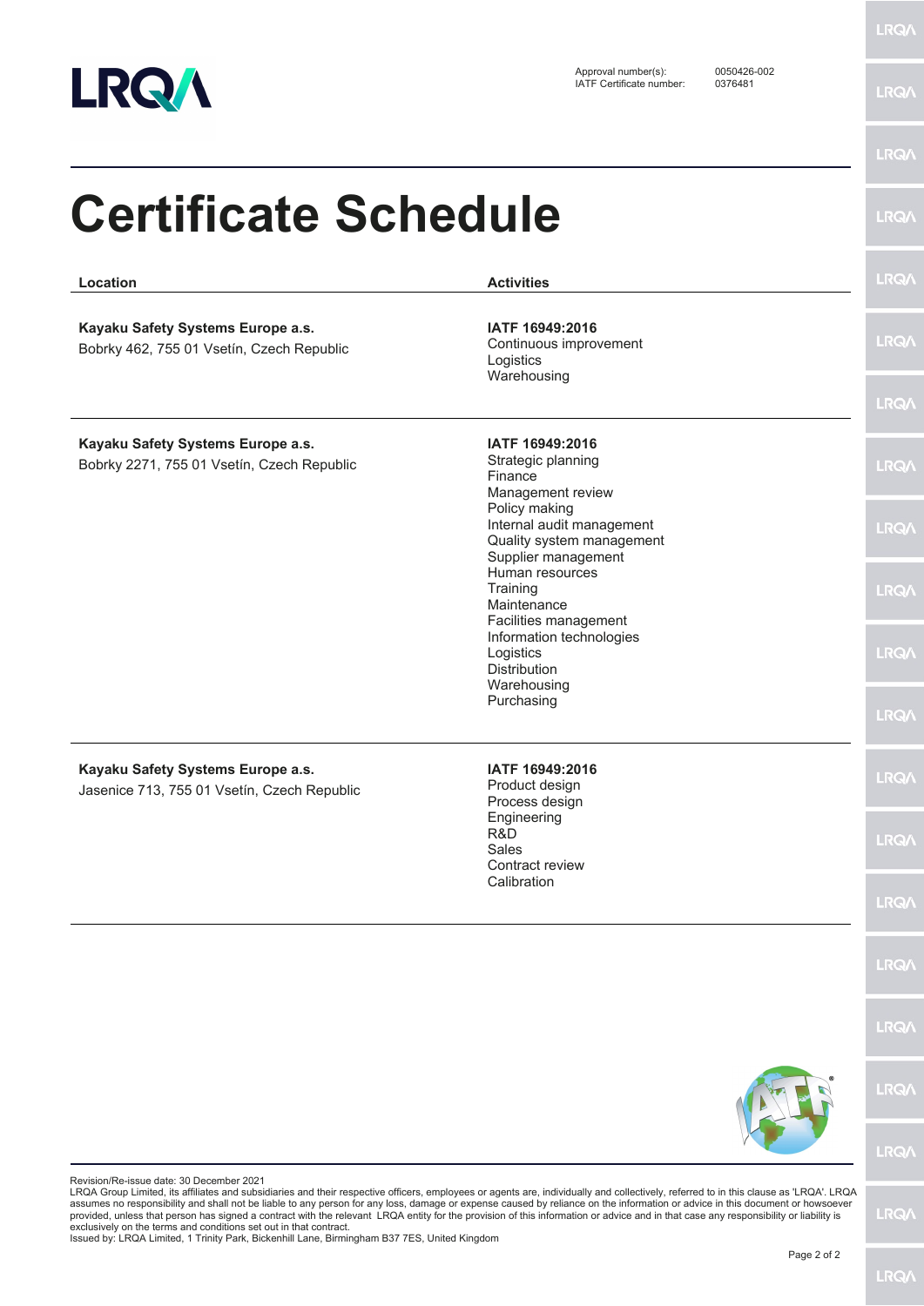Approval number(s): 0050426-002
IATF Certificate number: 0376481

# Certificate Schedule

| Location | Activities |
|---|---|
| **Kayaku Safety Systems Europe a.s.**<br>Bobrky 462, 755 01 Vsetín, Czech Republic | **IATF 16949:2016**<br>Continuous improvement<br>Logistics<br>Warehousing |
| **Kayaku Safety Systems Europe a.s.**<br>Bobrky 2271, 755 01 Vsetín, Czech Republic | **IATF 16949:2016**<br>Strategic planning<br>Finance<br>Management review<br>Policy making<br>Internal audit management<br>Quality system management<br>Supplier management<br>Human resources<br>Training<br>Maintenance<br>Facilities management<br>Information technologies<br>Logistics<br>Distribution<br>Warehousing<br>Purchasing |
| **Kayaku Safety Systems Europe a.s.**<br>Jasenice 713, 755 01 Vsetín, Czech Republic | **IATF 16949:2016**<br>Product design<br>Process design<br>Engineering<br>R&D<br>Sales<br>Contract review<br>Calibration |

Revision/Re-issue date: 30 December 2021

LRQA Group Limited, its affiliates and subsidiaries and their respective officers, employees or agents are, individually and collectively, referred to in this clause as 'LRQA'. LRQA assumes no responsibility and shall not be liable to any person for any loss, damage or expense caused by reliance on the information or advice in this document or howsoever provided, unless that person has signed a contract with the relevant LRQA entity for the provision of this information or advice and in that case any responsibility or liability is exclusively on the terms and conditions set out in that contract.

Issued by: LRQA Limited, 1 Trinity Park, Bickenhill Lane, Birmingham B37 7ES, United Kingdom